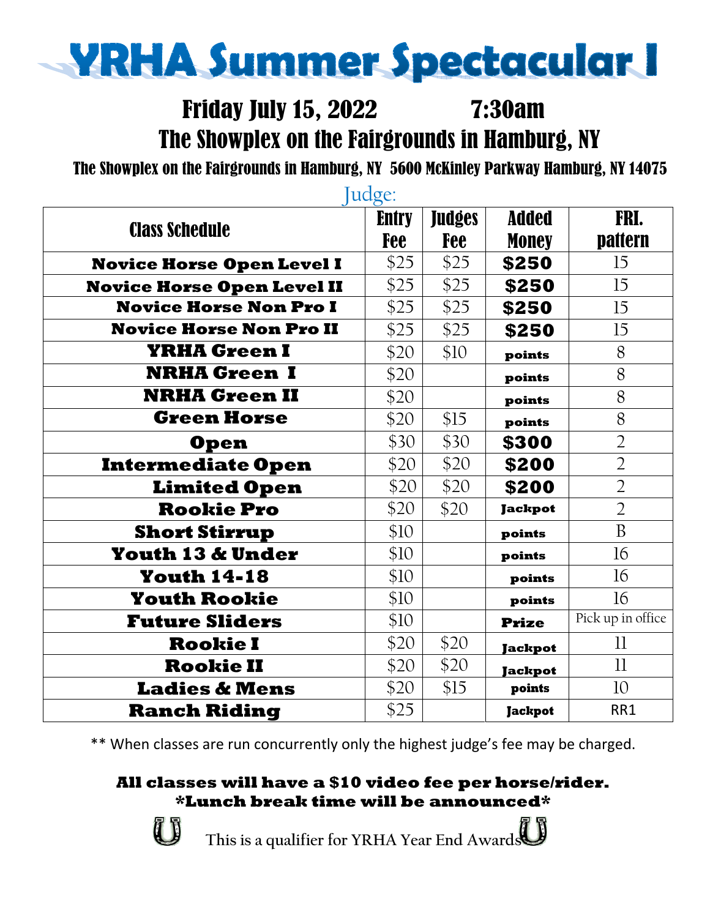# YRHA Summer Spectacular I

## Friday July 15, 2022 7:30am

## The Showplex on the Fairgrounds in Hamburg, NY

**The Showplex on the Fairgrounds in Hamburg, NY 5600 McKinley Parkway Hamburg, NY 14075**

Judge:

| Class Schedule | Entry Fee | Judges Fee | Added Money | FRI. pattern |
|---|---|---|---|---|
| **Novice Horse Open Level I** | $25 | $25 | **$250** | 15 |
| **Novice Horse Open Level II** | $25 | $25 | **$250** | 15 |
| **Novice Horse Non Pro I** | $25 | $25 | **$250** | 15 |
| **Novice Horse Non Pro II** | $25 | $25 | **$250** | 15 |
| **YRHA Green I** | $20 | $10 | **points** | 8 |
| **NRHA Green I** | $20 | | **points** | 8 |
| **NRHA Green II** | $20 | | **points** | 8 |
| **Green Horse** | $20 | $15 | **points** | 8 |
| **Open** | $30 | $30 | **$300** | 2 |
| **Intermediate Open** | $20 | $20 | **$200** | 2 |
| **Limited Open** | $20 | $20 | **$200** | 2 |
| **Rookie Pro** | $20 | $20 | **Jackpot** | 2 |
| **Short Stirrup** | $10 | | **points** | B |
| **Youth 13 & Under** | $10 | | **points** | 16 |
| **Youth 14-18** | $10 | | **points** | 16 |
| **Youth Rookie** | $10 | | **points** | 16 |
| **Future Sliders** | $10 | | **Prize** | Pick up in office |
| **Rookie I** | $20 | $20 | **Jackpot** | 11 |
| **Rookie II** | $20 | $20 | **Jackpot** | 11 |
| **Ladies & Mens** | $20 | $15 | **points** | 10 |
| **Ranch Riding** | $25 | | **Jackpot** | RR1 |

** When classes are run concurrently only the highest judge's fee may be charged.

**All classes will have a $10 video fee per horse/rider.**
***Lunch break time will be announced***

This is a qualifier for YRHA Year End Awards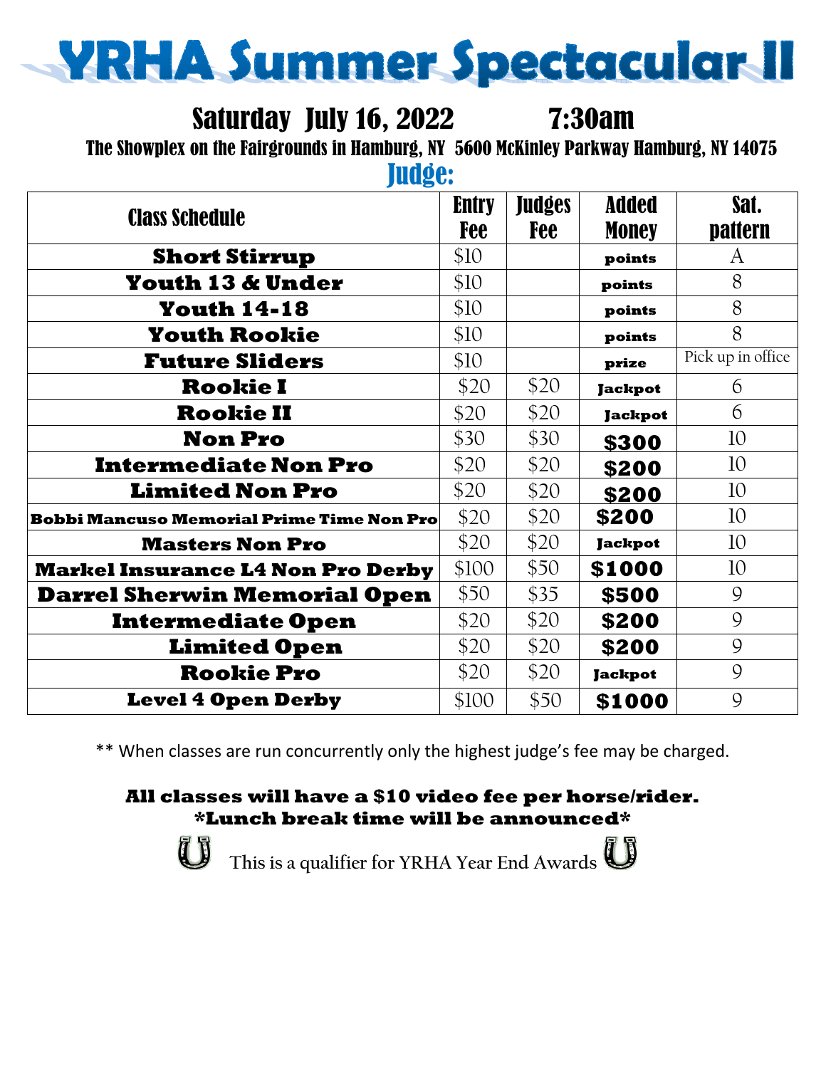# YRHA Summer Spectacular II

## Saturday July 16, 2022 7:30am

**The Showplex on the Fairgrounds in Hamburg, NY 5600 McKinley Parkway Hamburg, NY 14075**

## Judge:

| Class Schedule | Entry Fee | Judges Fee | Added Money | Sat. pattern |
|---|---|---|---|---|
| **Short Stirrup** | $10 | | **points** | A |
| **Youth 13 & Under** | $10 | | **points** | 8 |
| **Youth 14-18** | $10 | | **points** | 8 |
| **Youth Rookie** | $10 | | **points** | 8 |
| **Future Sliders** | $10 | | **prize** | Pick up in office |
| **Rookie I** | $20 | $20 | **Jackpot** | 6 |
| **Rookie II** | $20 | $20 | **Jackpot** | 6 |
| **Non Pro** | $30 | $30 | **$300** | 10 |
| **Intermediate Non Pro** | $20 | $20 | **$200** | 10 |
| **Limited Non Pro** | $20 | $20 | **$200** | 10 |
| **Bobbi Mancuso Memorial Prime Time Non Pro** | $20 | $20 | **$200** | 10 |
| **Masters Non Pro** | $20 | $20 | **Jackpot** | 10 |
| **Markel Insurance L4 Non Pro Derby** | $100 | $50 | **$1000** | 10 |
| **Darrel Sherwin Memorial Open** | $50 | $35 | **$500** | 9 |
| **Intermediate Open** | $20 | $20 | **$200** | 9 |
| **Limited Open** | $20 | $20 | **$200** | 9 |
| **Rookie Pro** | $20 | $20 | **Jackpot** | 9 |
| **Level 4 Open Derby** | $100 | $50 | **$1000** | 9 |

** When classes are run concurrently only the highest judge's fee may be charged.

**All classes will have a $10 video fee per horse/rider.**
**\*Lunch break time will be announced\***

This is a qualifier for YRHA Year End Awards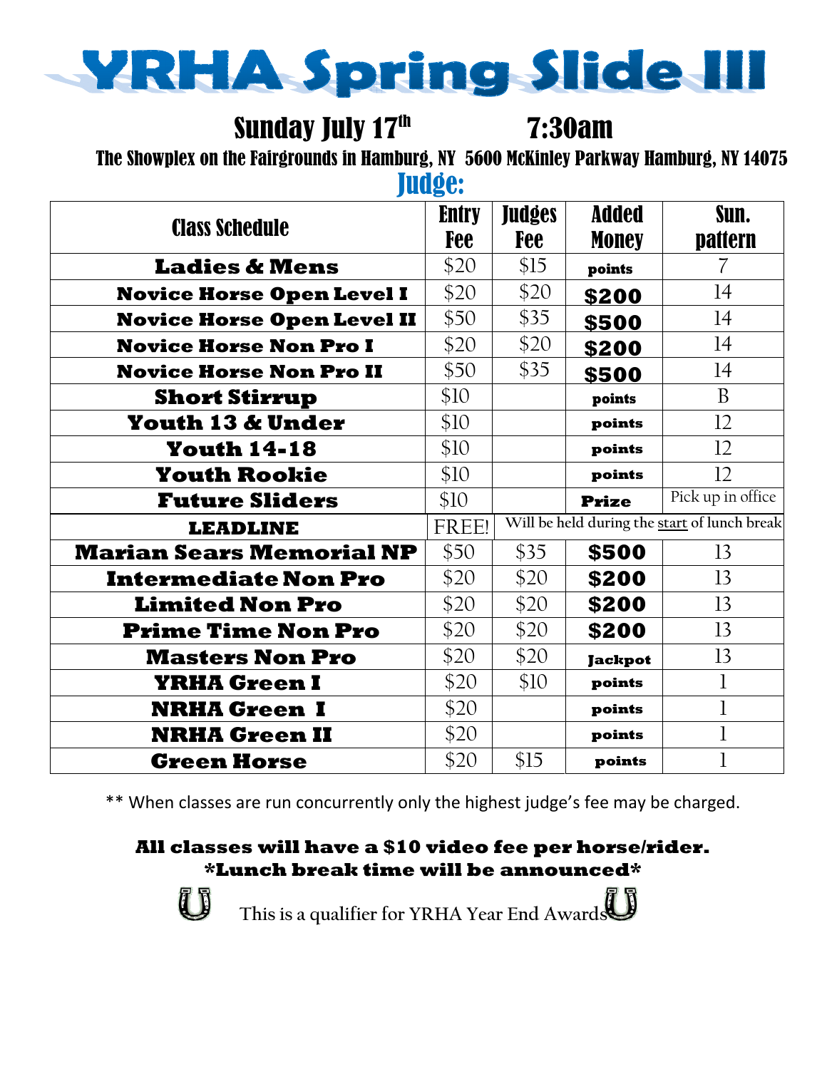# YRHA Spring Slide III

## Sunday July 17th 7:30am

**The Showplex on the Fairgrounds in Hamburg, NY 5600 McKinley Parkway Hamburg, NY 14075**

## Judge:

| Class Schedule | Entry Fee | Judges Fee | Added Money | Sun. pattern |
|---|---|---|---|---|
| **Ladies & Mens** | $20 | $15 | **points** | 7 |
| **Novice Horse Open Level I** | $20 | $20 | **$200** | 14 |
| **Novice Horse Open Level II** | $50 | $35 | **$500** | 14 |
| **Novice Horse Non Pro I** | $20 | $20 | **$200** | 14 |
| **Novice Horse Non Pro II** | $50 | $35 | **$500** | 14 |
| **Short Stirrup** | $10 | | **points** | B |
| **Youth 13 & Under** | $10 | | **points** | 12 |
| **Youth 14-18** | $10 | | **points** | 12 |
| **Youth Rookie** | $10 | | **points** | 12 |
| **Future Sliders** | $10 | | **Prize** | Pick up in office |
| **LEADLINE** | FREE! | Will be held during the start of lunch break | | |
| **Marian Sears Memorial NP** | $50 | $35 | **$500** | 13 |
| **Intermediate Non Pro** | $20 | $20 | **$200** | 13 |
| **Limited Non Pro** | $20 | $20 | **$200** | 13 |
| **Prime Time Non Pro** | $20 | $20 | **$200** | 13 |
| **Masters Non Pro** | $20 | $20 | **Jackpot** | 13 |
| **YRHA Green I** | $20 | $10 | **points** | 1 |
| **NRHA Green I** | $20 | | **points** | 1 |
| **NRHA Green II** | $20 | | **points** | 1 |
| **Green Horse** | $20 | $15 | **points** | 1 |

** When classes are run concurrently only the highest judge's fee may be charged.

**All classes will have a $10 video fee per horse/rider.**

***Lunch break time will be announced***

This is a qualifier for YRHA Year End Awards